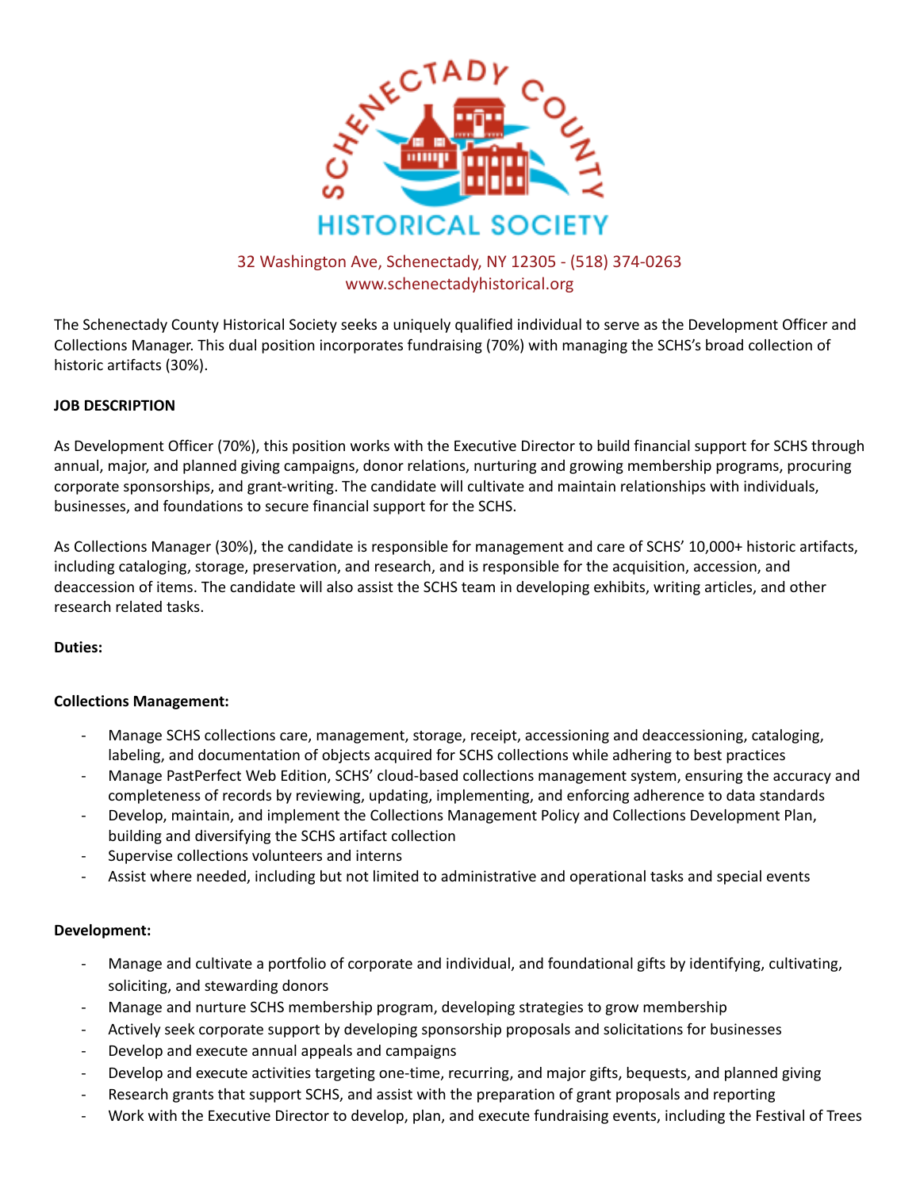SCHENECTADY COUNTY HISTORICAL SOCIETY

32 Washington Ave, Schenectady, NY 12305 - (518) 374-0263
www.schenectadyhistorical.org

The Schenectady County Historical Society seeks a uniquely qualified individual to serve as the Development Officer and Collections Manager. This dual position incorporates fundraising (70%) with managing the SCHS's broad collection of historic artifacts (30%).

**JOB DESCRIPTION**

As Development Officer (70%), this position works with the Executive Director to build financial support for SCHS through annual, major, and planned giving campaigns, donor relations, nurturing and growing membership programs, procuring corporate sponsorships, and grant-writing. The candidate will cultivate and maintain relationships with individuals, businesses, and foundations to secure financial support for the SCHS.

As Collections Manager (30%), the candidate is responsible for management and care of SCHS' 10,000+ historic artifacts, including cataloging, storage, preservation, and research, and is responsible for the acquisition, accession, and deaccession of items. The candidate will also assist the SCHS team in developing exhibits, writing articles, and other research related tasks.

**Duties:**

**Collections Management:**

- Manage SCHS collections care, management, storage, receipt, accessioning and deaccessioning, cataloging, labeling, and documentation of objects acquired for SCHS collections while adhering to best practices
- Manage PastPerfect Web Edition, SCHS' cloud-based collections management system, ensuring the accuracy and completeness of records by reviewing, updating, implementing, and enforcing adherence to data standards
- Develop, maintain, and implement the Collections Management Policy and Collections Development Plan, building and diversifying the SCHS artifact collection
- Supervise collections volunteers and interns
- Assist where needed, including but not limited to administrative and operational tasks and special events

**Development:**

- Manage and cultivate a portfolio of corporate and individual, and foundational gifts by identifying, cultivating, soliciting, and stewarding donors
- Manage and nurture SCHS membership program, developing strategies to grow membership
- Actively seek corporate support by developing sponsorship proposals and solicitations for businesses
- Develop and execute annual appeals and campaigns
- Develop and execute activities targeting one-time, recurring, and major gifts, bequests, and planned giving
- Research grants that support SCHS, and assist with the preparation of grant proposals and reporting
- Work with the Executive Director to develop, plan, and execute fundraising events, including the Festival of Trees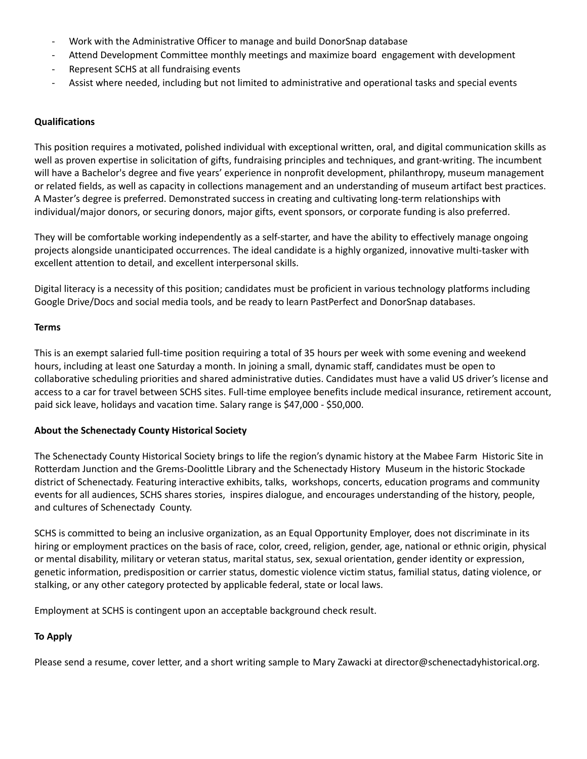- Work with the Administrative Officer to manage and build DonorSnap database
- Attend Development Committee monthly meetings and maximize board engagement with development
- Represent SCHS at all fundraising events
- Assist where needed, including but not limited to administrative and operational tasks and special events

**Qualifications**

This position requires a motivated, polished individual with exceptional written, oral, and digital communication skills as well as proven expertise in solicitation of gifts, fundraising principles and techniques, and grant-writing. The incumbent will have a Bachelor's degree and five years' experience in nonprofit development, philanthropy, museum management or related fields, as well as capacity in collections management and an understanding of museum artifact best practices. A Master's degree is preferred. Demonstrated success in creating and cultivating long-term relationships with individual/major donors, or securing donors, major gifts, event sponsors, or corporate funding is also preferred.

They will be comfortable working independently as a self-starter, and have the ability to effectively manage ongoing projects alongside unanticipated occurrences. The ideal candidate is a highly organized, innovative multi-tasker with excellent attention to detail, and excellent interpersonal skills.

Digital literacy is a necessity of this position; candidates must be proficient in various technology platforms including Google Drive/Docs and social media tools, and be ready to learn PastPerfect and DonorSnap databases.

**Terms**

This is an exempt salaried full-time position requiring a total of 35 hours per week with some evening and weekend hours, including at least one Saturday a month. In joining a small, dynamic staff, candidates must be open to collaborative scheduling priorities and shared administrative duties. Candidates must have a valid US driver's license and access to a car for travel between SCHS sites. Full-time employee benefits include medical insurance, retirement account, paid sick leave, holidays and vacation time. Salary range is $47,000 - $50,000.

**About the Schenectady County Historical Society**

The Schenectady County Historical Society brings to life the region's dynamic history at the Mabee Farm Historic Site in Rotterdam Junction and the Grems-Doolittle Library and the Schenectady History Museum in the historic Stockade district of Schenectady. Featuring interactive exhibits, talks, workshops, concerts, education programs and community events for all audiences, SCHS shares stories, inspires dialogue, and encourages understanding of the history, people, and cultures of Schenectady County.

SCHS is committed to being an inclusive organization, as an Equal Opportunity Employer, does not discriminate in its hiring or employment practices on the basis of race, color, creed, religion, gender, age, national or ethnic origin, physical or mental disability, military or veteran status, marital status, sex, sexual orientation, gender identity or expression, genetic information, predisposition or carrier status, domestic violence victim status, familial status, dating violence, or stalking, or any other category protected by applicable federal, state or local laws.

Employment at SCHS is contingent upon an acceptable background check result.

**To Apply**

Please send a resume, cover letter, and a short writing sample to Mary Zawacki at director@schenectadyhistorical.org.